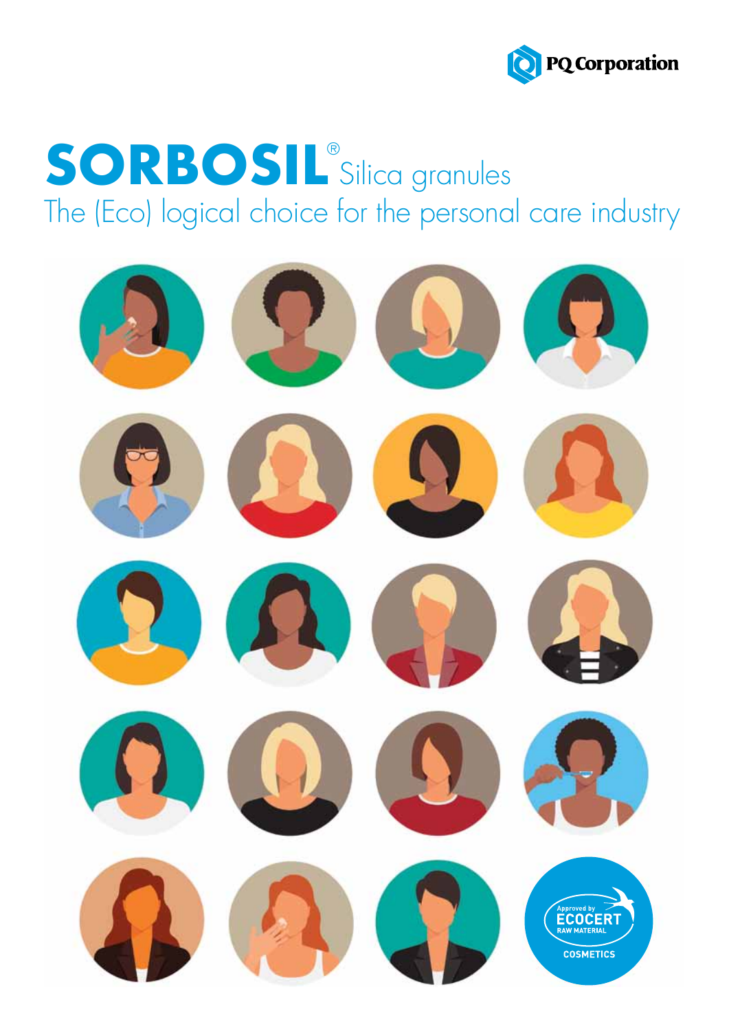PQ Corporation

# SORBOSIL® Silica granules

## The (Eco) logical choice for the personal care industry

Approved by ECOCERT RAW MATERIAL COSMETICS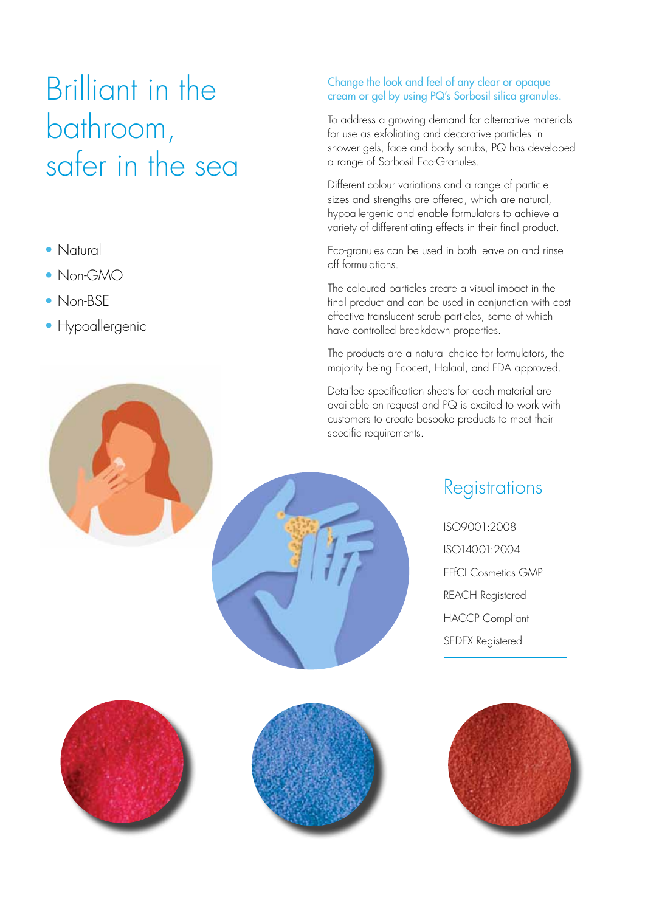# Brilliant in the bathroom, safer in the sea

- Natural
- Non-GMO
- Non-BSE
- Hypoallergenic

Change the look and feel of any clear or opaque cream or gel by using PQ's Sorbosil silica granules.

To address a growing demand for alternative materials for use as exfoliating and decorative particles in shower gels, face and body scrubs, PQ has developed a range of Sorbosil Eco-Granules.

Different colour variations and a range of particle sizes and strengths are offered, which are natural, hypoallergenic and enable formulators to achieve a variety of differentiating effects in their final product.

Eco-granules can be used in both leave on and rinse off formulations.

The coloured particles create a visual impact in the final product and can be used in conjunction with cost effective translucent scrub particles, some of which have controlled breakdown properties.

The products are a natural choice for formulators, the majority being Ecocert, Halaal, and FDA approved.

Detailed specification sheets for each material are available on request and PQ is excited to work with customers to create bespoke products to meet their specific requirements.

## Registrations

ISO9001:2008

ISO14001:2004

EFfCI Cosmetics GMP

REACH Registered

HACCP Compliant

SEDEX Registered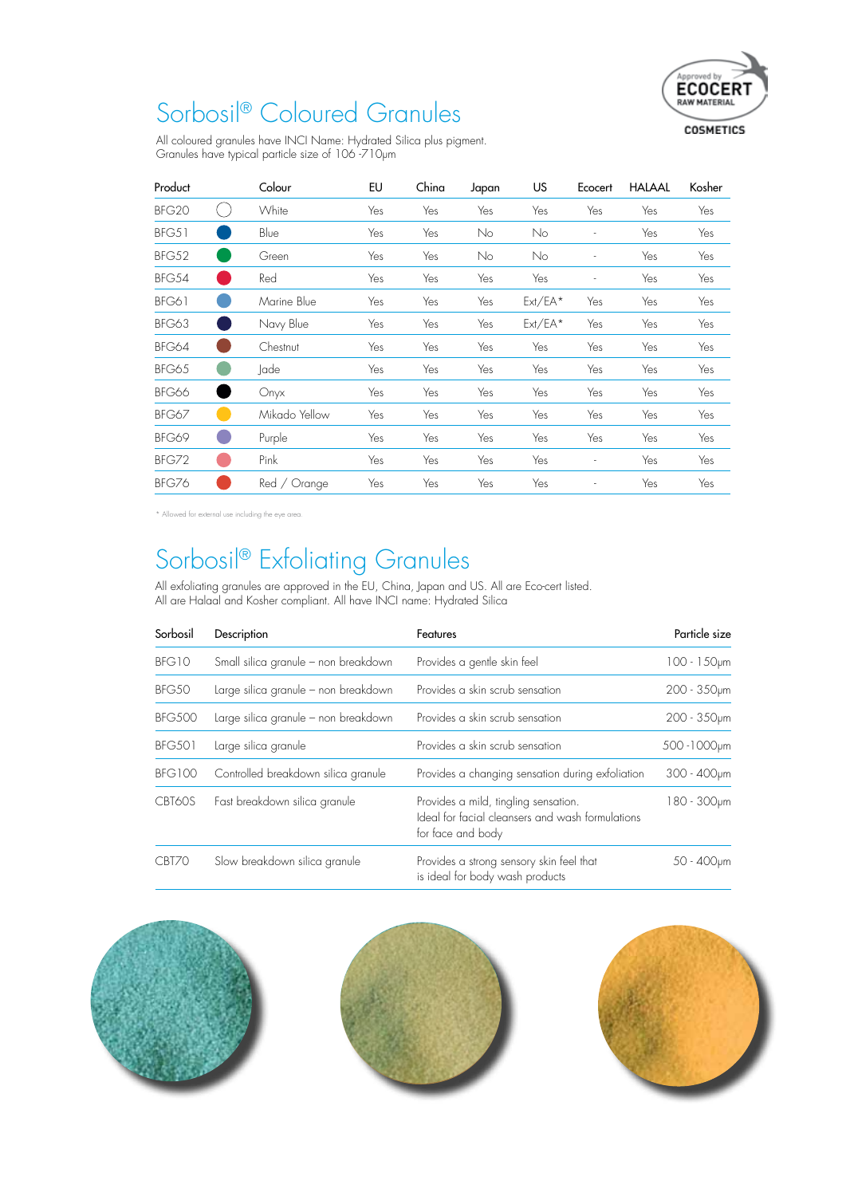# Sorbosil® Coloured Granules

All coloured granules have INCI Name: Hydrated Silica plus pigment.
Granules have typical particle size of 106 -710μm

| Product | Colour | EU | China | Japan | US | Ecocert | HALAAL | Kosher |
|---|---|---|---|---|---|---|---|---|
| BFG20 | White | Yes | Yes | Yes | Yes | Yes | Yes | Yes |
| BFG51 | Blue | Yes | Yes | No | No | - | Yes | Yes |
| BFG52 | Green | Yes | Yes | No | No | - | Yes | Yes |
| BFG54 | Red | Yes | Yes | Yes | Yes | - | Yes | Yes |
| BFG61 | Marine Blue | Yes | Yes | Yes | Ext/EA* | Yes | Yes | Yes |
| BFG63 | Navy Blue | Yes | Yes | Yes | Ext/EA* | Yes | Yes | Yes |
| BFG64 | Chestnut | Yes | Yes | Yes | Yes | Yes | Yes | Yes |
| BFG65 | Jade | Yes | Yes | Yes | Yes | Yes | Yes | Yes |
| BFG66 | Onyx | Yes | Yes | Yes | Yes | Yes | Yes | Yes |
| BFG67 | Mikado Yellow | Yes | Yes | Yes | Yes | Yes | Yes | Yes |
| BFG69 | Purple | Yes | Yes | Yes | Yes | Yes | Yes | Yes |
| BFG72 | Pink | Yes | Yes | Yes | Yes | - | Yes | Yes |
| BFG76 | Red / Orange | Yes | Yes | Yes | Yes | - | Yes | Yes |

\* Allowed for external use including the eye area.

# Sorbosil® Exfoliating Granules

All exfoliating granules are approved in the EU, China, Japan and US. All are Eco-cert listed.
All are Halaal and Kosher compliant. All have INCI name: Hydrated Silica

| Sorbosil | Description | Features | Particle size |
|---|---|---|---|
| BFG10 | Small silica granule – non breakdown | Provides a gentle skin feel | 100 - 150μm |
| BFG50 | Large silica granule – non breakdown | Provides a skin scrub sensation | 200 - 350μm |
| BFG500 | Large silica granule – non breakdown | Provides a skin scrub sensation | 200 - 350μm |
| BFG501 | Large silica granule | Provides a skin scrub sensation | 500 -1000μm |
| BFG100 | Controlled breakdown silica granule | Provides a changing sensation during exfoliation | 300 - 400μm |
| CBT60S | Fast breakdown silica granule | Provides a mild, tingling sensation. Ideal for facial cleansers and wash formulations for face and body | 180 - 300μm |
| CBT70 | Slow breakdown silica granule | Provides a strong sensory skin feel that is ideal for body wash products | 50 - 400μm |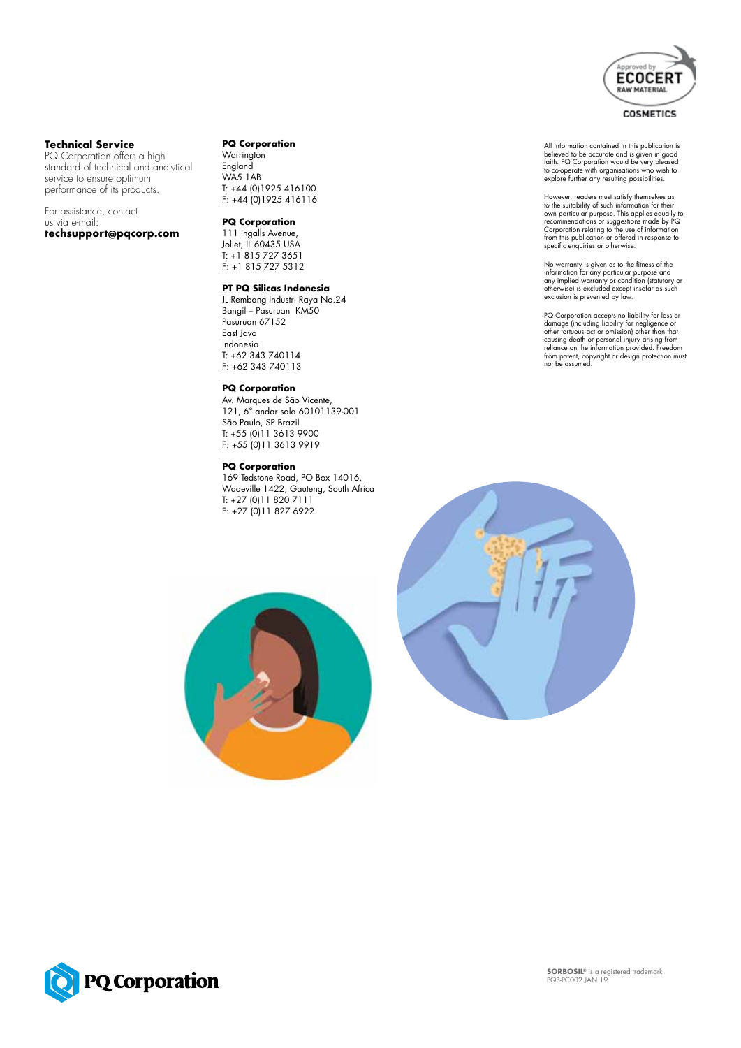Approved by ECOCERT RAW MATERIAL COSMETICS

### Technical Service

PQ Corporation offers a high standard of technical and analytical service to ensure optimum performance of its products.

For assistance, contact us via e-mail:
**techsupport@pqcorp.com**

**PQ Corporation**
Warrington
England
WA5 1AB
T: +44 (0)1925 416100
F: +44 (0)1925 416116

**PQ Corporation**
111 Ingalls Avenue,
Joliet, IL 60435 USA
T: +1 815 727 3651
F: +1 815 727 5312

**PT PQ Silicas Indonesia**
JL Rembang Industri Raya No.24
Bangil – Pasuruan KM50
Pasuruan 67152
East Java
Indonesia
T: +62 343 740114
F: +62 343 740113

**PQ Corporation**
Av. Marques de São Vicente,
121, 6° andar sala 60101139-001
São Paulo, SP Brazil
T: +55 (0)11 3613 9900
F: +55 (0)11 3613 9919

**PQ Corporation**
169 Tedstone Road, PO Box 14016,
Wadeville 1422, Gauteng, South Africa
T: +27 (0)11 820 7111
F: +27 (0)11 827 6922

All information contained in this publication is believed to be accurate and is given in good faith. PQ Corporation would be very pleased to co-operate with organisations who wish to explore further any resulting possibilities.

However, readers must satisfy themselves as to the suitability of such information for their own particular purpose. This applies equally to recommendations or suggestions made by PQ Corporation relating to the use of information from this publication or offered in response to specific enquiries or otherwise.

No warranty is given as to the fitness of the information for any particular purpose and any implied warranty or condition (statutory or otherwise) is excluded except insofar as such exclusion is prevented by law.

PQ Corporation accepts no liability for loss or damage (including liability for negligence or other tortuous act or omission) other than that causing death or personal injury arising from reliance on the information provided. Freedom from patent, copyright or design protection must not be assumed.

PQ Corporation

**SORBOSIL®** is a registered trademark
PQB-PC002 JAN 19